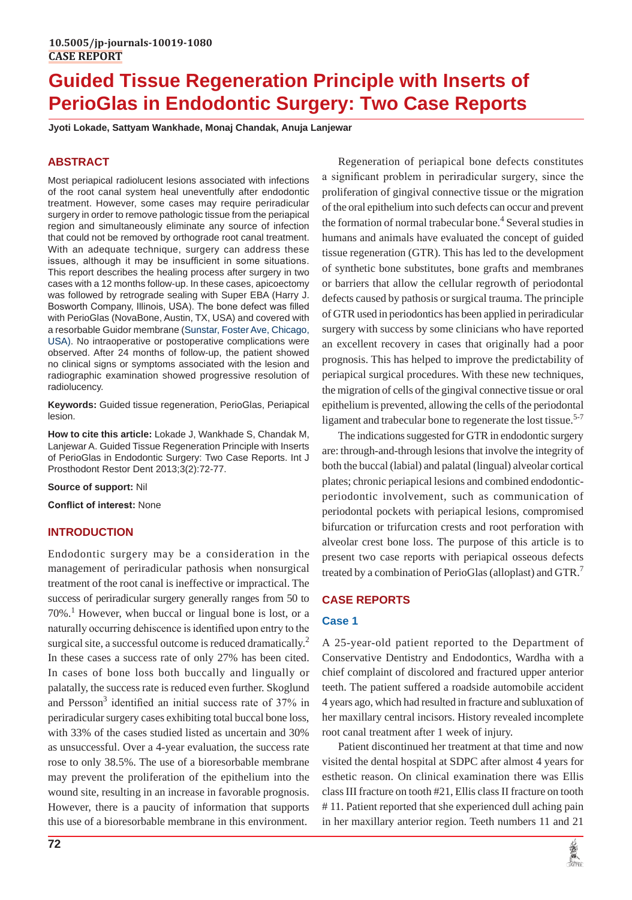10.5005/jp-journals-10019-1080

**CASE REPORT**

# Guided Tissue Regeneration Principle with Inserts of PerioGlas in Endodontic Surgery: Two Case Reports

**Jyoti Lokade, Sattyam Wankhade, Monaj Chandak, Anuja Lanjewar**

## ABSTRACT

Most periapical radiolucent lesions associated with infections of the root canal system heal uneventfully after endodontic treatment. However, some cases may require periradicular surgery in order to remove pathologic tissue from the periapical region and simultaneously eliminate any source of infection that could not be removed by orthograde root canal treatment. With an adequate technique, surgery can address these issues, although it may be insufficient in some situations. This report describes the healing process after surgery in two cases with a 12 months follow-up. In these cases, apicoectomy was followed by retrograde sealing with Super EBA (Harry J. Bosworth Company, Illinois, USA). The bone defect was filled with PerioGlas (NovaBone, Austin, TX, USA) and covered with a resorbable Guidor membrane (Sunstar, Foster Ave, Chicago, USA). No intraoperative or postoperative complications were observed. After 24 months of follow-up, the patient showed no clinical signs or symptoms associated with the lesion and radiographic examination showed progressive resolution of radiolucency.

**Keywords:** Guided tissue regeneration, PerioGlas, Periapical lesion.

**How to cite this article:** Lokade J, Wankhade S, Chandak M, Lanjewar A. Guided Tissue Regeneration Principle with Inserts of PerioGlas in Endodontic Surgery: Two Case Reports. Int J Prosthodont Restor Dent 2013;3(2):72-77.

**Source of support:** Nil

**Conflict of interest:** None

## INTRODUCTION

Endodontic surgery may be a consideration in the management of periradicular pathosis when nonsurgical treatment of the root canal is ineffective or impractical. The success of periradicular surgery generally ranges from 50 to 70%.[1] However, when buccal or lingual bone is lost, or a naturally occurring dehiscence is identified upon entry to the surgical site, a successful outcome is reduced dramatically.[2] In these cases a success rate of only 27% has been cited. In cases of bone loss both buccally and lingually or palatally, the success rate is reduced even further. Skoglund and Persson[3] identified an initial success rate of 37% in periradicular surgery cases exhibiting total buccal bone loss, with 33% of the cases studied listed as uncertain and 30% as unsuccessful. Over a 4-year evaluation, the success rate rose to only 38.5%. The use of a bioresorbable membrane may prevent the proliferation of the epithelium into the wound site, resulting in an increase in favorable prognosis. However, there is a paucity of information that supports this use of a bioresorbable membrane in this environment.

Regeneration of periapical bone defects constitutes a significant problem in periradicular surgery, since the proliferation of gingival connective tissue or the migration of the oral epithelium into such defects can occur and prevent the formation of normal trabecular bone.[4] Several studies in humans and animals have evaluated the concept of guided tissue regeneration (GTR). This has led to the development of synthetic bone substitutes, bone grafts and membranes or barriers that allow the cellular regrowth of periodontal defects caused by pathosis or surgical trauma. The principle of GTR used in periodontics has been applied in periradicular surgery with success by some clinicians who have reported an excellent recovery in cases that originally had a poor prognosis. This has helped to improve the predictability of periapical surgical procedures. With these new techniques, the migration of cells of the gingival connective tissue or oral epithelium is prevented, allowing the cells of the periodontal ligament and trabecular bone to regenerate the lost tissue.[5-7]

The indications suggested for GTR in endodontic surgery are: through-and-through lesions that involve the integrity of both the buccal (labial) and palatal (lingual) alveolar cortical plates; chronic periapical lesions and combined endodontic-periodontic involvement, such as communication of periodontal pockets with periapical lesions, compromised bifurcation or trifurcation crests and root perforation with alveolar crest bone loss. The purpose of this article is to present two case reports with periapical osseous defects treated by a combination of PerioGlas (alloplast) and GTR.[7]

## CASE REPORTS

### Case 1

A 25-year-old patient reported to the Department of Conservative Dentistry and Endodontics, Wardha with a chief complaint of discolored and fractured upper anterior teeth. The patient suffered a roadside automobile accident 4 years ago, which had resulted in fracture and subluxation of her maxillary central incisors. History revealed incomplete root canal treatment after 1 week of injury.

Patient discontinued her treatment at that time and now visited the dental hospital at SDPC after almost 4 years for esthetic reason. On clinical examination there was Ellis class III fracture on tooth #21, Ellis class II fracture on tooth # 11. Patient reported that she experienced dull aching pain in her maxillary anterior region. Teeth numbers 11 and 21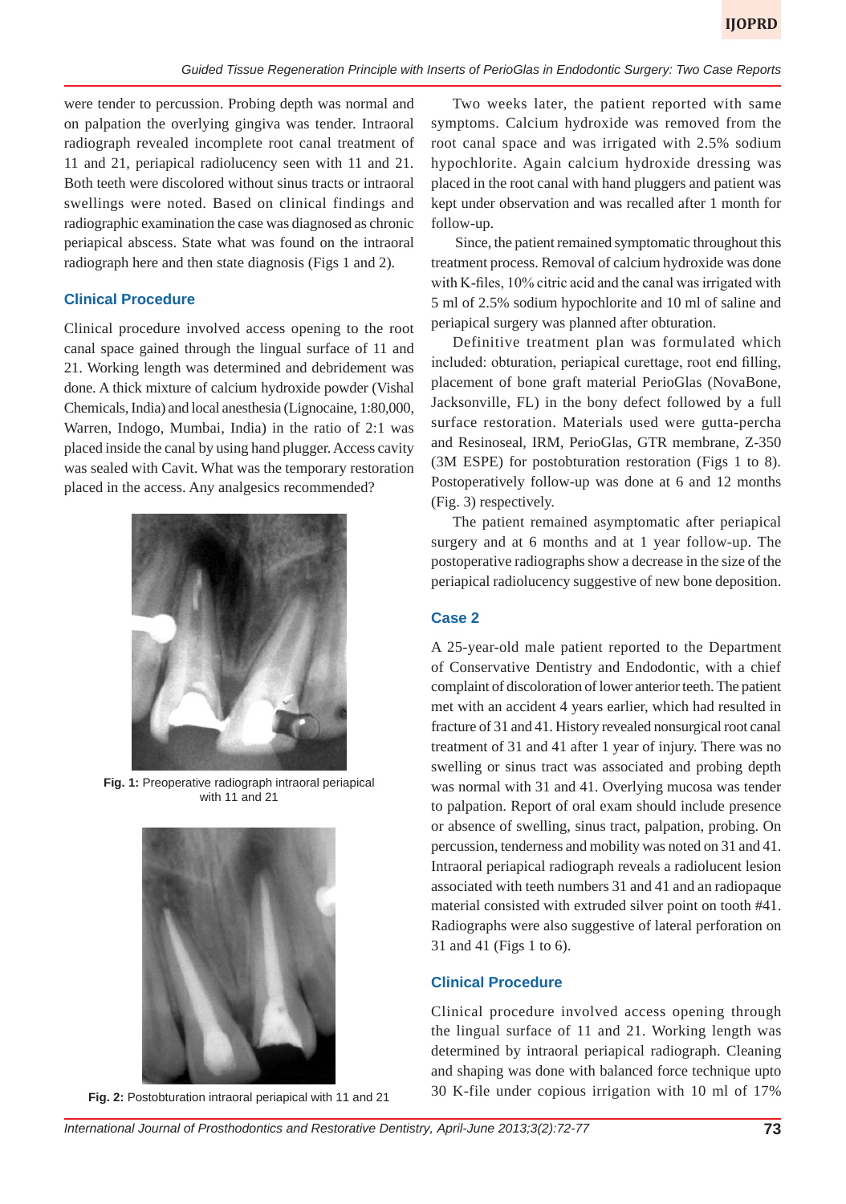were tender to percussion. Probing depth was normal and on palpation the overlying gingiva was tender. Intraoral radiograph revealed incomplete root canal treatment of 11 and 21, periapical radiolucency seen with 11 and 21. Both teeth were discolored without sinus tracts or intraoral swellings were noted. Based on clinical findings and radiographic examination the case was diagnosed as chronic periapical abscess. State what was found on the intraoral radiograph here and then state diagnosis (Figs 1 and 2).

### Clinical Procedure

Clinical procedure involved access opening to the root canal space gained through the lingual surface of 11 and 21. Working length was determined and debridement was done. A thick mixture of calcium hydroxide powder (Vishal Chemicals, India) and local anesthesia (Lignocaine, 1:80,000, Warren, Indogo, Mumbai, India) in the ratio of 2:1 was placed inside the canal by using hand plugger. Access cavity was sealed with Cavit. What was the temporary restoration placed in the access. Any analgesics recommended?

**Fig. 1:** Preoperative radiograph intraoral periapical with 11 and 21

**Fig. 2:** Postobturation intraoral periapical with 11 and 21

Two weeks later, the patient reported with same symptoms. Calcium hydroxide was removed from the root canal space and was irrigated with 2.5% sodium hypochlorite. Again calcium hydroxide dressing was placed in the root canal with hand pluggers and patient was kept under observation and was recalled after 1 month for follow-up.

Since, the patient remained symptomatic throughout this treatment process. Removal of calcium hydroxide was done with K-files, 10% citric acid and the canal was irrigated with 5 ml of 2.5% sodium hypochlorite and 10 ml of saline and periapical surgery was planned after obturation.

Definitive treatment plan was formulated which included: obturation, periapical curettage, root end filling, placement of bone graft material PerioGlas (NovaBone, Jacksonville, FL) in the bony defect followed by a full surface restoration. Materials used were gutta-percha and Resinoseal, IRM, PerioGlas, GTR membrane, Z-350 (3M ESPE) for postobturation restoration (Figs 1 to 8). Postoperatively follow-up was done at 6 and 12 months (Fig. 3) respectively.

The patient remained asymptomatic after periapical surgery and at 6 months and at 1 year follow-up. The postoperative radiographs show a decrease in the size of the periapical radiolucency suggestive of new bone deposition.

### Case 2

A 25-year-old male patient reported to the Department of Conservative Dentistry and Endodontic, with a chief complaint of discoloration of lower anterior teeth. The patient met with an accident 4 years earlier, which had resulted in fracture of 31 and 41. History revealed nonsurgical root canal treatment of 31 and 41 after 1 year of injury. There was no swelling or sinus tract was associated and probing depth was normal with 31 and 41. Overlying mucosa was tender to palpation. Report of oral exam should include presence or absence of swelling, sinus tract, palpation, probing. On percussion, tenderness and mobility was noted on 31 and 41. Intraoral periapical radiograph reveals a radiolucent lesion associated with teeth numbers 31 and 41 and an radiopaque material consisted with extruded silver point on tooth #41. Radiographs were also suggestive of lateral perforation on 31 and 41 (Figs 1 to 6).

### Clinical Procedure

Clinical procedure involved access opening through the lingual surface of 11 and 21. Working length was determined by intraoral periapical radiograph. Cleaning and shaping was done with balanced force technique upto 30 K-file under copious irrigation with 10 ml of 17%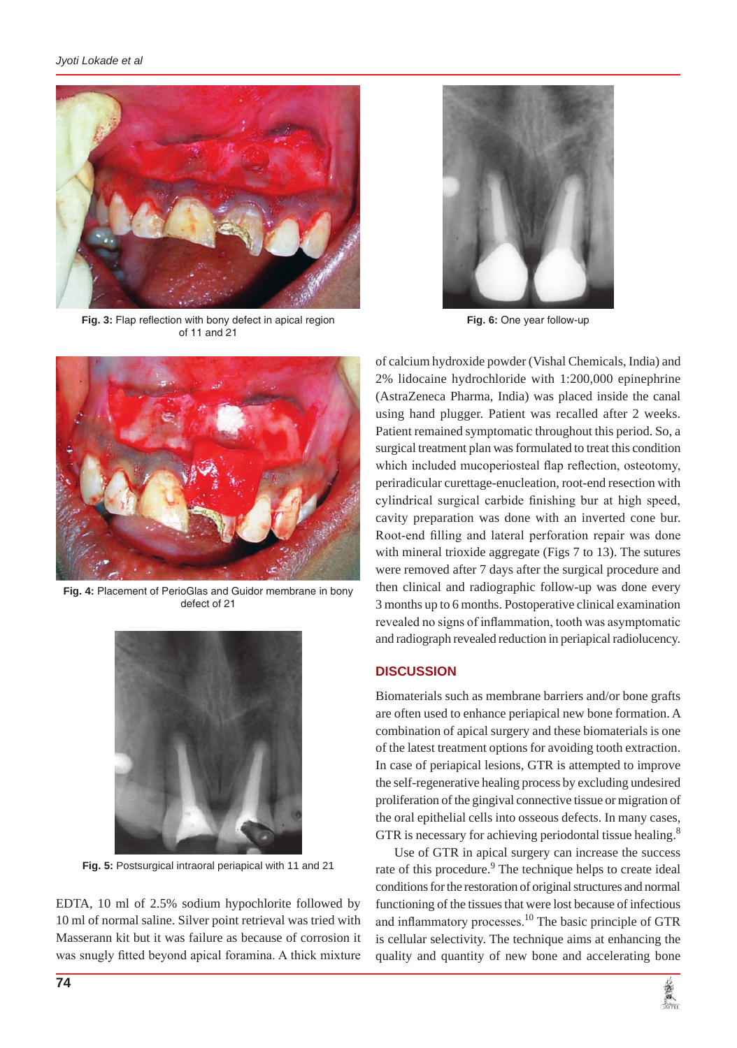Fig. 3: Flap reflection with bony defect in apical region of 11 and 21

Fig. 6: One year follow-up

Fig. 4: Placement of PerioGlas and Guidor membrane in bony defect of 21

Fig. 5: Postsurgical intraoral periapical with 11 and 21

EDTA, 10 ml of 2.5% sodium hypochlorite followed by 10 ml of normal saline. Silver point retrieval was tried with Masserann kit but it was failure as because of corrosion it was snugly fitted beyond apical foramina. A thick mixture of calcium hydroxide powder (Vishal Chemicals, India) and 2% lidocaine hydrochloride with 1:200,000 epinephrine (AstraZeneca Pharma, India) was placed inside the canal using hand plugger. Patient was recalled after 2 weeks. Patient remained symptomatic throughout this period. So, a surgical treatment plan was formulated to treat this condition which included mucoperiosteal flap reflection, osteotomy, periradicular curettage-enucleation, root-end resection with cylindrical surgical carbide finishing bur at high speed, cavity preparation was done with an inverted cone bur. Root-end filling and lateral perforation repair was done with mineral trioxide aggregate (Figs 7 to 13). The sutures were removed after 7 days after the surgical procedure and then clinical and radiographic follow-up was done every 3 months up to 6 months. Postoperative clinical examination revealed no signs of inflammation, tooth was asymptomatic and radiograph revealed reduction in periapical radiolucency.

## DISCUSSION

Biomaterials such as membrane barriers and/or bone grafts are often used to enhance periapical new bone formation. A combination of apical surgery and these biomaterials is one of the latest treatment options for avoiding tooth extraction. In case of periapical lesions, GTR is attempted to improve the self-regenerative healing process by excluding undesired proliferation of the gingival connective tissue or migration of the oral epithelial cells into osseous defects. In many cases, GTR is necessary for achieving periodontal tissue healing.[8]

Use of GTR in apical surgery can increase the success rate of this procedure.[9] The technique helps to create ideal conditions for the restoration of original structures and normal functioning of the tissues that were lost because of infectious and inflammatory processes.[10] The basic principle of GTR is cellular selectivity. The technique aims at enhancing the quality and quantity of new bone and accelerating bone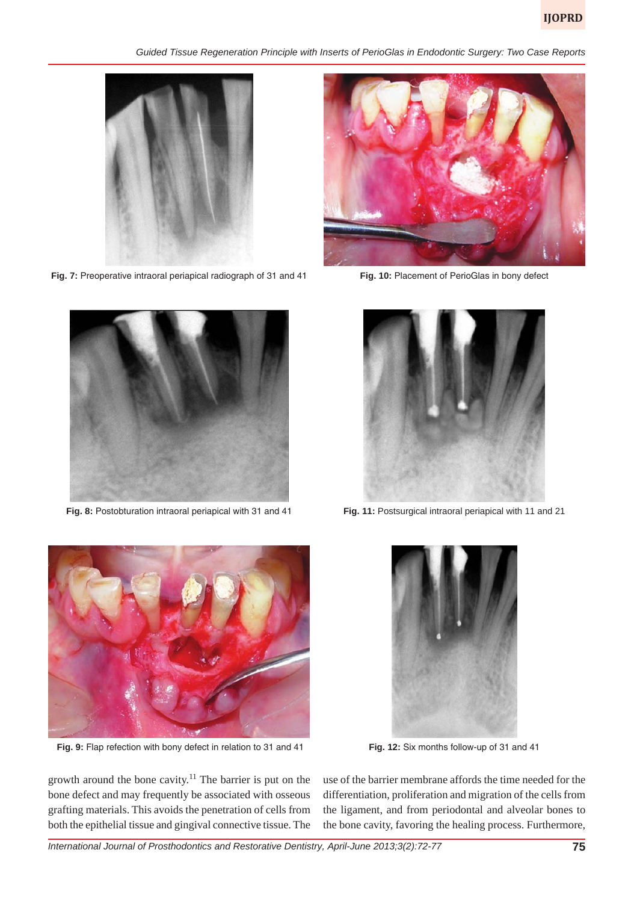Fig. 7: Preoperative intraoral periapical radiograph of 31 and 41

Fig. 10: Placement of PerioGlas in bony defect

Fig. 8: Postobturation intraoral periapical with 31 and 41

Fig. 11: Postsurgical intraoral periapical with 11 and 21

Fig. 9: Flap refection with bony defect in relation to 31 and 41

Fig. 12: Six months follow-up of 31 and 41

growth around the bone cavity.[11] The barrier is put on the bone defect and may frequently be associated with osseous grafting materials. This avoids the penetration of cells from both the epithelial tissue and gingival connective tissue. The use of the barrier membrane affords the time needed for the differentiation, proliferation and migration of the cells from the ligament, and from periodontal and alveolar bones to the bone cavity, favoring the healing process. Furthermore,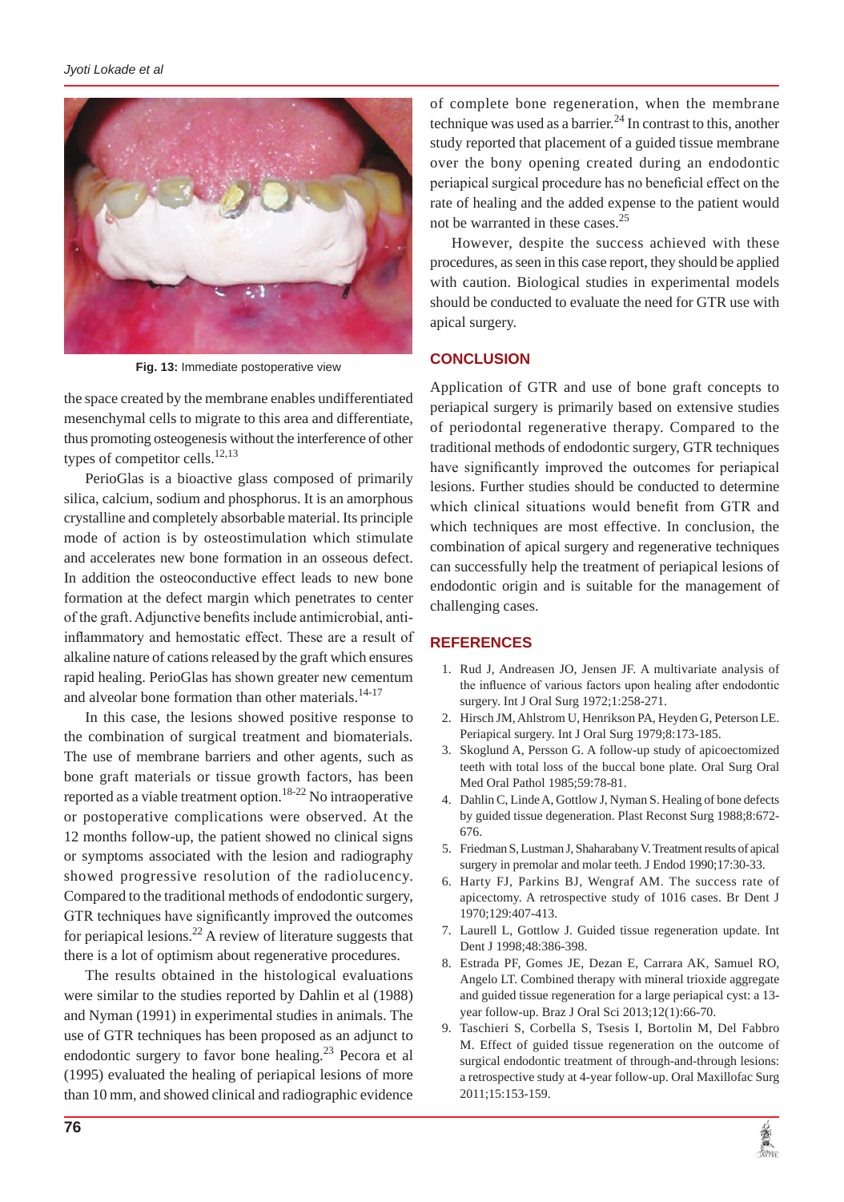Fig. 13: Immediate postoperative view

the space created by the membrane enables undifferentiated mesenchymal cells to migrate to this area and differentiate, thus promoting osteogenesis without the interference of other types of competitor cells.[12,13]

PerioGlas is a bioactive glass composed of primarily silica, calcium, sodium and phosphorus. It is an amorphous crystalline and completely absorbable material. Its principle mode of action is by osteostimulation which stimulate and accelerates new bone formation in an osseous defect. In addition the osteoconductive effect leads to new bone formation at the defect margin which penetrates to center of the graft. Adjunctive benefits include antimicrobial, anti-inflammatory and hemostatic effect. These are a result of alkaline nature of cations released by the graft which ensures rapid healing. PerioGlas has shown greater new cementum and alveolar bone formation than other materials.[14-17]

In this case, the lesions showed positive response to the combination of surgical treatment and biomaterials. The use of membrane barriers and other agents, such as bone graft materials or tissue growth factors, has been reported as a viable treatment option.[18-22] No intraoperative or postoperative complications were observed. At the 12 months follow-up, the patient showed no clinical signs or symptoms associated with the lesion and radiography showed progressive resolution of the radiolucency. Compared to the traditional methods of endodontic surgery, GTR techniques have significantly improved the outcomes for periapical lesions.[22] A review of literature suggests that there is a lot of optimism about regenerative procedures.

The results obtained in the histological evaluations were similar to the studies reported by Dahlin et al (1988) and Nyman (1991) in experimental studies in animals. The use of GTR techniques has been proposed as an adjunct to endodontic surgery to favor bone healing.[23] Pecora et al (1995) evaluated the healing of periapical lesions of more than 10 mm, and showed clinical and radiographic evidence of complete bone regeneration, when the membrane technique was used as a barrier.[24] In contrast to this, another study reported that placement of a guided tissue membrane over the bony opening created during an endodontic periapical surgical procedure has no beneficial effect on the rate of healing and the added expense to the patient would not be warranted in these cases.[25]

However, despite the success achieved with these procedures, as seen in this case report, they should be applied with caution. Biological studies in experimental models should be conducted to evaluate the need for GTR use with apical surgery.

## CONCLUSION

Application of GTR and use of bone graft concepts to periapical surgery is primarily based on extensive studies of periodontal regenerative therapy. Compared to the traditional methods of endodontic surgery, GTR techniques have significantly improved the outcomes for periapical lesions. Further studies should be conducted to determine which clinical situations would benefit from GTR and which techniques are most effective. In conclusion, the combination of apical surgery and regenerative techniques can successfully help the treatment of periapical lesions of endodontic origin and is suitable for the management of challenging cases.

## REFERENCES

1. Rud J, Andreasen JO, Jensen JF. A multivariate analysis of the influence of various factors upon healing after endodontic surgery. Int J Oral Surg 1972;1:258-271.
2. Hirsch JM, Ahlstrom U, Henrikson PA, Heyden G, Peterson LE. Periapical surgery. Int J Oral Surg 1979;8:173-185.
3. Skoglund A, Persson G. A follow-up study of apicoectomized teeth with total loss of the buccal bone plate. Oral Surg Oral Med Oral Pathol 1985;59:78-81.
4. Dahlin C, Linde A, Gottlow J, Nyman S. Healing of bone defects by guided tissue degeneration. Plast Reconst Surg 1988;8:672-676.
5. Friedman S, Lustman J, Shaharabany V. Treatment results of apical surgery in premolar and molar teeth. J Endod 1990;17:30-33.
6. Harty FJ, Parkins BJ, Wengraf AM. The success rate of apicectomy. A retrospective study of 1016 cases. Br Dent J 1970;129:407-413.
7. Laurell L, Gottlow J. Guided tissue regeneration update. Int Dent J 1998;48:386-398.
8. Estrada PF, Gomes JE, Dezan E, Carrara AK, Samuel RO, Angelo LT. Combined therapy with mineral trioxide aggregate and guided tissue regeneration for a large periapical cyst: a 13-year follow-up. Braz J Oral Sci 2013;12(1):66-70.
9. Taschieri S, Corbella S, Tsesis I, Bortolin M, Del Fabbro M. Effect of guided tissue regeneration on the outcome of surgical endodontic treatment of through-and-through lesions: a retrospective study at 4-year follow-up. Oral Maxillofac Surg 2011;15:153-159.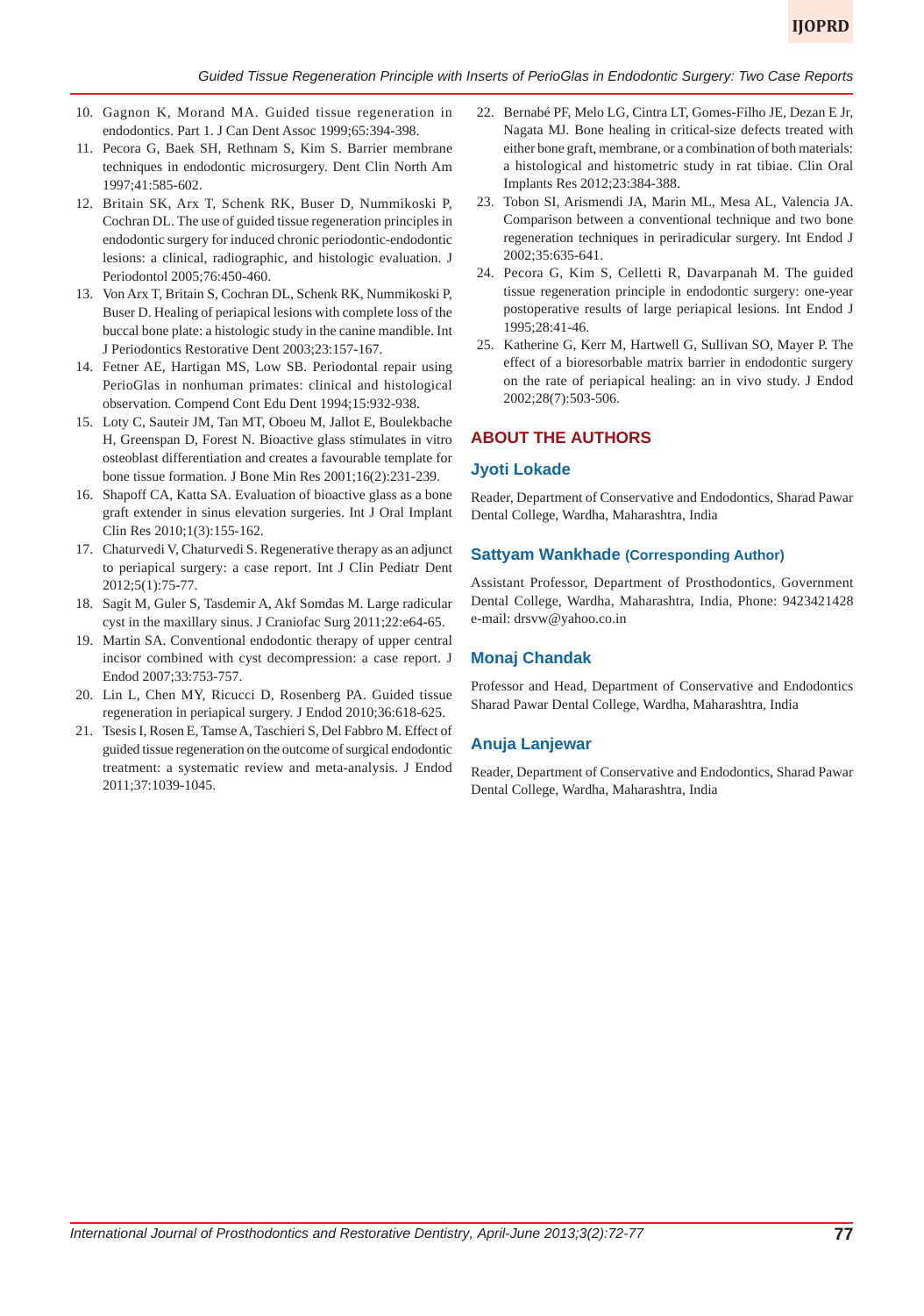10. Gagnon K, Morand MA. Guided tissue regeneration in endodontics. Part 1. J Can Dent Assoc 1999;65:394-398.
11. Pecora G, Baek SH, Rethnam S, Kim S. Barrier membrane techniques in endodontic microsurgery. Dent Clin North Am 1997;41:585-602.
12. Britain SK, Arx T, Schenk RK, Buser D, Nummikoski P, Cochran DL. The use of guided tissue regeneration principles in endodontic surgery for induced chronic periodontic-endodontic lesions: a clinical, radiographic, and histologic evaluation. J Periodontol 2005;76:450-460.
13. Von Arx T, Britain S, Cochran DL, Schenk RK, Nummikoski P, Buser D. Healing of periapical lesions with complete loss of the buccal bone plate: a histologic study in the canine mandible. Int J Periodontics Restorative Dent 2003;23:157-167.
14. Fetner AE, Hartigan MS, Low SB. Periodontal repair using PerioGlas in nonhuman primates: clinical and histological observation. Compend Cont Edu Dent 1994;15:932-938.
15. Loty C, Sauteir JM, Tan MT, Oboeu M, Jallot E, Boulekbache H, Greenspan D, Forest N. Bioactive glass stimulates in vitro osteoblast differentiation and creates a favourable template for bone tissue formation. J Bone Min Res 2001;16(2):231-239.
16. Shapoff CA, Katta SA. Evaluation of bioactive glass as a bone graft extender in sinus elevation surgeries. Int J Oral Implant Clin Res 2010;1(3):155-162.
17. Chaturvedi V, Chaturvedi S. Regenerative therapy as an adjunct to periapical surgery: a case report. Int J Clin Pediatr Dent 2012;5(1):75-77.
18. Sagit M, Guler S, Tasdemir A, Akf Somdas M. Large radicular cyst in the maxillary sinus. J Craniofac Surg 2011;22:e64-65.
19. Martin SA. Conventional endodontic therapy of upper central incisor combined with cyst decompression: a case report. J Endod 2007;33:753-757.
20. Lin L, Chen MY, Ricucci D, Rosenberg PA. Guided tissue regeneration in periapical surgery. J Endod 2010;36:618-625.
21. Tsesis I, Rosen E, Tamse A, Taschieri S, Del Fabbro M. Effect of guided tissue regeneration on the outcome of surgical endodontic treatment: a systematic review and meta-analysis. J Endod 2011;37:1039-1045.
22. Bernabé PF, Melo LG, Cintra LT, Gomes-Filho JE, Dezan E Jr, Nagata MJ. Bone healing in critical-size defects treated with either bone graft, membrane, or a combination of both materials: a histological and histometric study in rat tibiae. Clin Oral Implants Res 2012;23:384-388.
23. Tobon SI, Arismendi JA, Marin ML, Mesa AL, Valencia JA. Comparison between a conventional technique and two bone regeneration techniques in periradicular surgery. Int Endod J 2002;35:635-641.
24. Pecora G, Kim S, Celletti R, Davarpanah M. The guided tissue regeneration principle in endodontic surgery: one-year postoperative results of large periapical lesions. Int Endod J 1995;28:41-46.
25. Katherine G, Kerr M, Hartwell G, Sullivan SO, Mayer P. The effect of a bioresorbable matrix barrier in endodontic surgery on the rate of periapical healing: an in vivo study. J Endod 2002;28(7):503-506.

## ABOUT THE AUTHORS

### Jyoti Lokade

Reader, Department of Conservative and Endodontics, Sharad Pawar Dental College, Wardha, Maharashtra, India

### Sattyam Wankhade (Corresponding Author)

Assistant Professor, Department of Prosthodontics, Government Dental College, Wardha, Maharashtra, India, Phone: 9423421428 e-mail: drsvw@yahoo.co.in

### Monaj Chandak

Professor and Head, Department of Conservative and Endodontics Sharad Pawar Dental College, Wardha, Maharashtra, India

### Anuja Lanjewar

Reader, Department of Conservative and Endodontics, Sharad Pawar Dental College, Wardha, Maharashtra, India